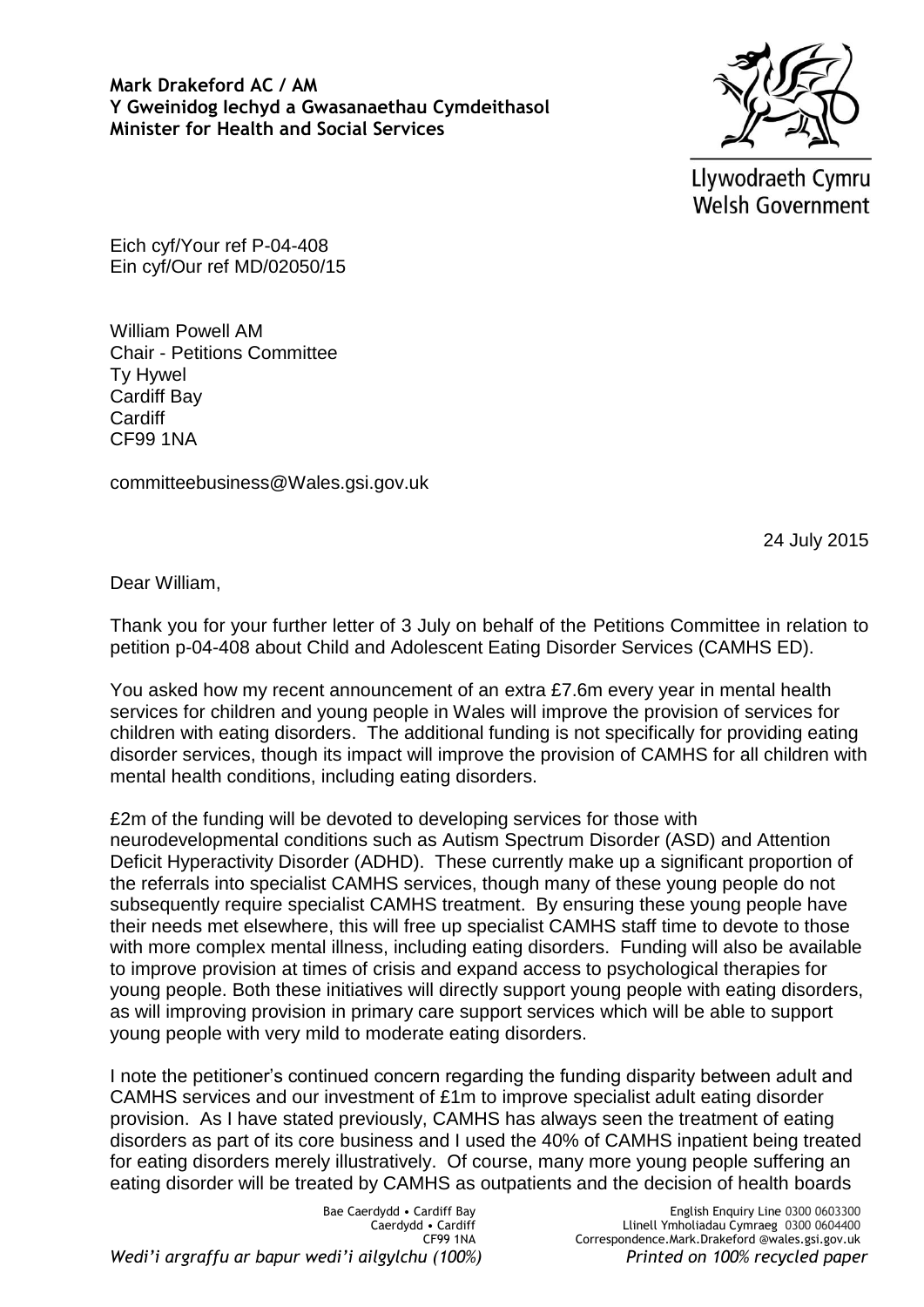**Mark Drakeford AC / AM**
**Y Gweinidog Iechyd a Gwasanaethau Cymdeithasol**
**Minister for Health and Social Services**

Llywodraeth Cymru
Welsh Government

Eich cyf/Your ref P-04-408
Ein cyf/Our ref MD/02050/15

William Powell AM
Chair - Petitions Committee
Ty Hywel
Cardiff Bay
Cardiff
CF99 1NA

committeebusiness@Wales.gsi.gov.uk

24 July 2015

Dear William,

Thank you for your further letter of 3 July on behalf of the Petitions Committee in relation to petition p-04-408 about Child and Adolescent Eating Disorder Services (CAMHS ED).

You asked how my recent announcement of an extra £7.6m every year in mental health services for children and young people in Wales will improve the provision of services for children with eating disorders. The additional funding is not specifically for providing eating disorder services, though its impact will improve the provision of CAMHS for all children with mental health conditions, including eating disorders.

£2m of the funding will be devoted to developing services for those with neurodevelopmental conditions such as Autism Spectrum Disorder (ASD) and Attention Deficit Hyperactivity Disorder (ADHD). These currently make up a significant proportion of the referrals into specialist CAMHS services, though many of these young people do not subsequently require specialist CAMHS treatment. By ensuring these young people have their needs met elsewhere, this will free up specialist CAMHS staff time to devote to those with more complex mental illness, including eating disorders. Funding will also be available to improve provision at times of crisis and expand access to psychological therapies for young people. Both these initiatives will directly support young people with eating disorders, as will improving provision in primary care support services which will be able to support young people with very mild to moderate eating disorders.

I note the petitioner's continued concern regarding the funding disparity between adult and CAMHS services and our investment of £1m to improve specialist adult eating disorder provision. As I have stated previously, CAMHS has always seen the treatment of eating disorders as part of its core business and I used the 40% of CAMHS inpatient being treated for eating disorders merely illustratively. Of course, many more young people suffering an eating disorder will be treated by CAMHS as outpatients and the decision of health boards

Bae Caerdydd • Cardiff Bay
Caerdydd • Cardiff
CF99 1NA

English Enquiry Line 0300 0603300
Llinell Ymholiadau Cymraeg 0300 0604400
Correspondence.Mark.Drakeford @wales.gsi.gov.uk

*Wedi'i argraffu ar bapur wedi'i ailgylchu (100%)* *Printed on 100% recycled paper*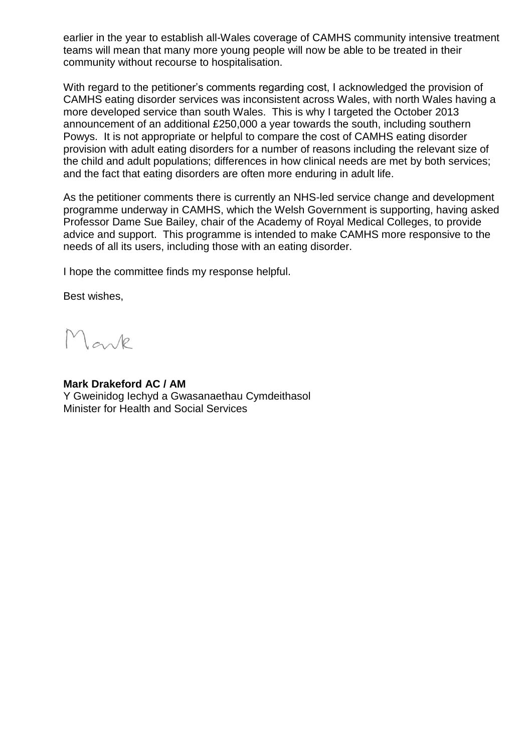earlier in the year to establish all-Wales coverage of CAMHS community intensive treatment teams will mean that many more young people will now be able to be treated in their community without recourse to hospitalisation.

With regard to the petitioner's comments regarding cost, I acknowledged the provision of CAMHS eating disorder services was inconsistent across Wales, with north Wales having a more developed service than south Wales. This is why I targeted the October 2013 announcement of an additional £250,000 a year towards the south, including southern Powys. It is not appropriate or helpful to compare the cost of CAMHS eating disorder provision with adult eating disorders for a number of reasons including the relevant size of the child and adult populations; differences in how clinical needs are met by both services; and the fact that eating disorders are often more enduring in adult life.

As the petitioner comments there is currently an NHS-led service change and development programme underway in CAMHS, which the Welsh Government is supporting, having asked Professor Dame Sue Bailey, chair of the Academy of Royal Medical Colleges, to provide advice and support. This programme is intended to make CAMHS more responsive to the needs of all its users, including those with an eating disorder.

I hope the committee finds my response helpful.

Best wishes,

Mark

**Mark Drakeford AC / AM**
Y Gweinidog Iechyd a Gwasanaethau Cymdeithasol
Minister for Health and Social Services